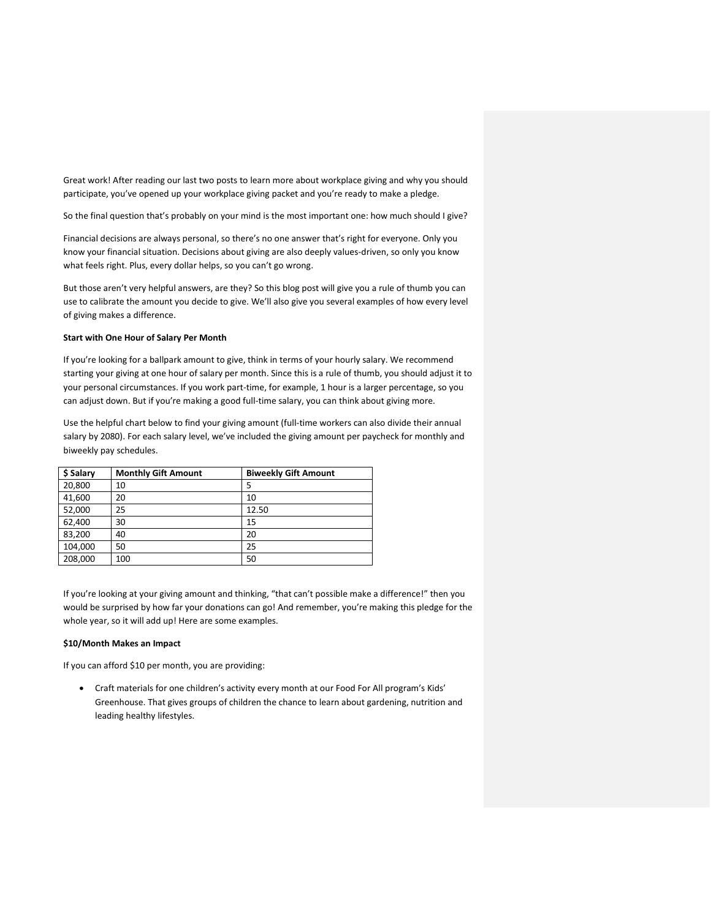Great work! After reading our last two posts to learn more about workplace giving and why you should participate, you've opened up your workplace giving packet and you're ready to make a pledge.

So the final question that's probably on your mind is the most important one: how much should I give?

Financial decisions are always personal, so there's no one answer that's right for everyone. Only you know your financial situation. Decisions about giving are also deeply values-driven, so only you know what feels right. Plus, every dollar helps, so you can't go wrong.

But those aren't very helpful answers, are they? So this blog post will give you a rule of thumb you can use to calibrate the amount you decide to give. We'll also give you several examples of how every level of giving makes a difference.

**Start with One Hour of Salary Per Month**

If you're looking for a ballpark amount to give, think in terms of your hourly salary. We recommend starting your giving at one hour of salary per month. Since this is a rule of thumb, you should adjust it to your personal circumstances. If you work part-time, for example, 1 hour is a larger percentage, so you can adjust down. But if you're making a good full-time salary, you can think about giving more.

Use the helpful chart below to find your giving amount (full-time workers can also divide their annual salary by 2080). For each salary level, we've included the giving amount per paycheck for monthly and biweekly pay schedules.

| $ Salary | Monthly Gift Amount | Biweekly Gift Amount |
|---|---|---|
| 20,800 | 10 | 5 |
| 41,600 | 20 | 10 |
| 52,000 | 25 | 12.50 |
| 62,400 | 30 | 15 |
| 83,200 | 40 | 20 |
| 104,000 | 50 | 25 |
| 208,000 | 100 | 50 |

If you're looking at your giving amount and thinking, "that can't possible make a difference!" then you would be surprised by how far your donations can go! And remember, you're making this pledge for the whole year, so it will add up! Here are some examples.

**$10/Month Makes an Impact**

If you can afford $10 per month, you are providing:

- Craft materials for one children's activity every month at our Food For All program's Kids' Greenhouse. That gives groups of children the chance to learn about gardening, nutrition and leading healthy lifestyles.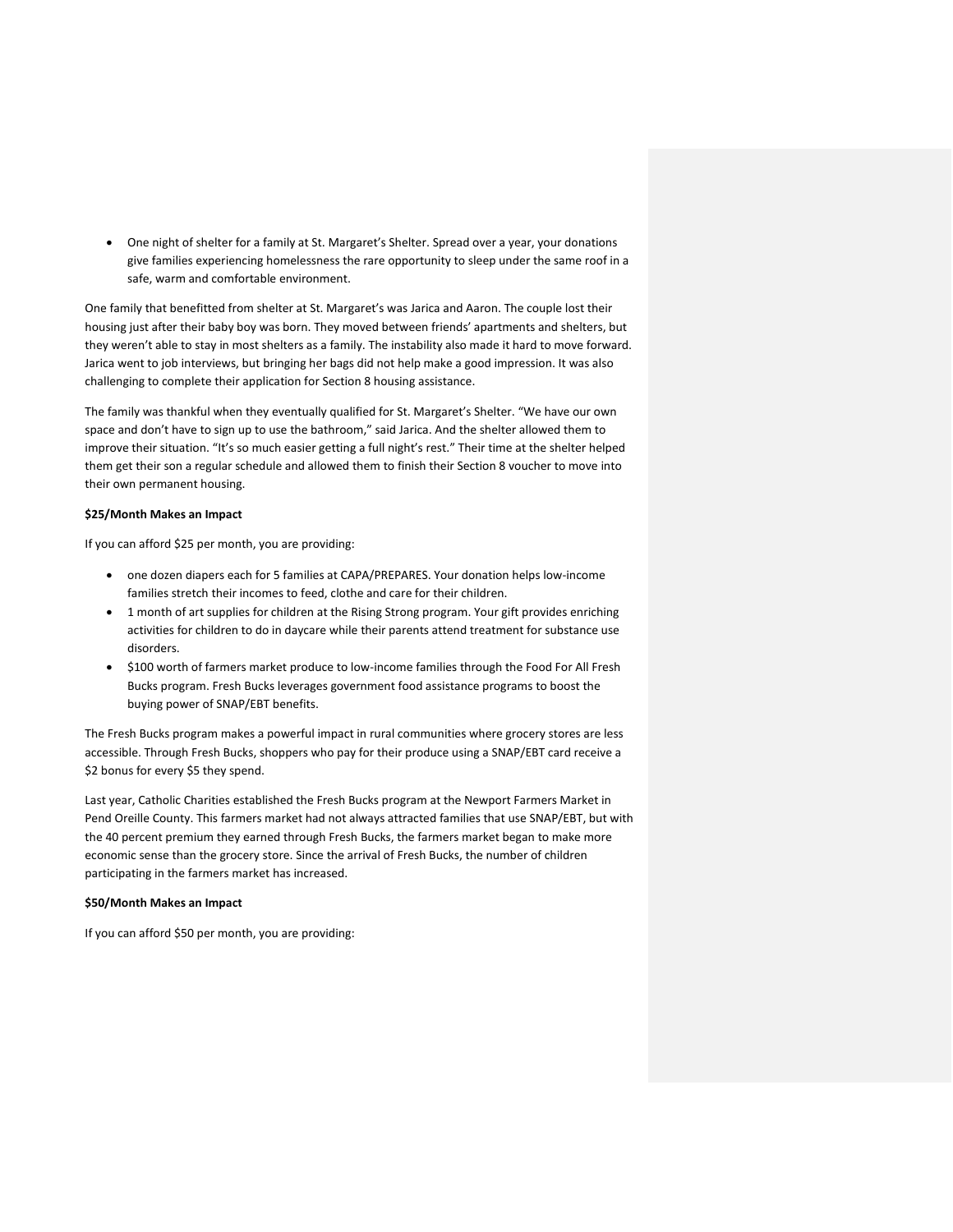- One night of shelter for a family at St. Margaret's Shelter. Spread over a year, your donations give families experiencing homelessness the rare opportunity to sleep under the same roof in a safe, warm and comfortable environment.

One family that benefitted from shelter at St. Margaret's was Jarica and Aaron. The couple lost their housing just after their baby boy was born. They moved between friends' apartments and shelters, but they weren't able to stay in most shelters as a family. The instability also made it hard to move forward. Jarica went to job interviews, but bringing her bags did not help make a good impression. It was also challenging to complete their application for Section 8 housing assistance.

The family was thankful when they eventually qualified for St. Margaret's Shelter. "We have our own space and don't have to sign up to use the bathroom," said Jarica. And the shelter allowed them to improve their situation. "It's so much easier getting a full night's rest." Their time at the shelter helped them get their son a regular schedule and allowed them to finish their Section 8 voucher to move into their own permanent housing.

**$25/Month Makes an Impact**

If you can afford $25 per month, you are providing:

- one dozen diapers each for 5 families at CAPA/PREPARES. Your donation helps low-income families stretch their incomes to feed, clothe and care for their children.
- 1 month of art supplies for children at the Rising Strong program. Your gift provides enriching activities for children to do in daycare while their parents attend treatment for substance use disorders.
- $100 worth of farmers market produce to low-income families through the Food For All Fresh Bucks program. Fresh Bucks leverages government food assistance programs to boost the buying power of SNAP/EBT benefits.

The Fresh Bucks program makes a powerful impact in rural communities where grocery stores are less accessible. Through Fresh Bucks, shoppers who pay for their produce using a SNAP/EBT card receive a $2 bonus for every $5 they spend.

Last year, Catholic Charities established the Fresh Bucks program at the Newport Farmers Market in Pend Oreille County. This farmers market had not always attracted families that use SNAP/EBT, but with the 40 percent premium they earned through Fresh Bucks, the farmers market began to make more economic sense than the grocery store. Since the arrival of Fresh Bucks, the number of children participating in the farmers market has increased.

**$50/Month Makes an Impact**

If you can afford $50 per month, you are providing: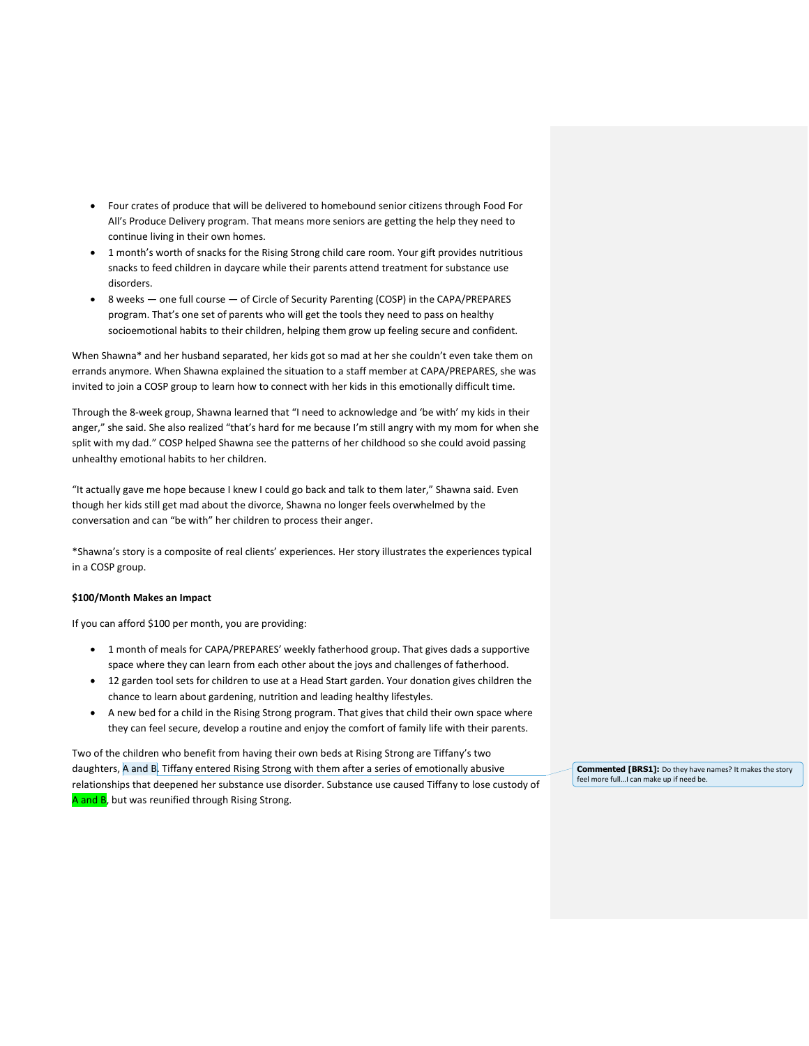- Four crates of produce that will be delivered to homebound senior citizens through Food For All's Produce Delivery program. That means more seniors are getting the help they need to continue living in their own homes.
- 1 month's worth of snacks for the Rising Strong child care room. Your gift provides nutritious snacks to feed children in daycare while their parents attend treatment for substance use disorders.
- 8 weeks — one full course — of Circle of Security Parenting (COSP) in the CAPA/PREPARES program. That's one set of parents who will get the tools they need to pass on healthy socioemotional habits to their children, helping them grow up feeling secure and confident.

When Shawna* and her husband separated, her kids got so mad at her she couldn't even take them on errands anymore. When Shawna explained the situation to a staff member at CAPA/PREPARES, she was invited to join a COSP group to learn how to connect with her kids in this emotionally difficult time.

Through the 8-week group, Shawna learned that "I need to acknowledge and 'be with' my kids in their anger," she said. She also realized "that's hard for me because I'm still angry with my mom for when she split with my dad." COSP helped Shawna see the patterns of her childhood so she could avoid passing unhealthy emotional habits to her children.

"It actually gave me hope because I knew I could go back and talk to them later," Shawna said. Even though her kids still get mad about the divorce, Shawna no longer feels overwhelmed by the conversation and can "be with" her children to process their anger.

*Shawna's story is a composite of real clients' experiences. Her story illustrates the experiences typical in a COSP group.

**$100/Month Makes an Impact**

If you can afford $100 per month, you are providing:

- 1 month of meals for CAPA/PREPARES' weekly fatherhood group. That gives dads a supportive space where they can learn from each other about the joys and challenges of fatherhood.
- 12 garden tool sets for children to use at a Head Start garden. Your donation gives children the chance to learn about gardening, nutrition and leading healthy lifestyles.
- A new bed for a child in the Rising Strong program. That gives that child their own space where they can feel secure, develop a routine and enjoy the comfort of family life with their parents.

Two of the children who benefit from having their own beds at Rising Strong are Tiffany's two daughters, A and B. Tiffany entered Rising Strong with them after a series of emotionally abusive relationships that deepened her substance use disorder. Substance use caused Tiffany to lose custody of A and B, but was reunified through Rising Strong.

**Commented [BRS1]:** Do they have names? It makes the story feel more full…I can make up if need be.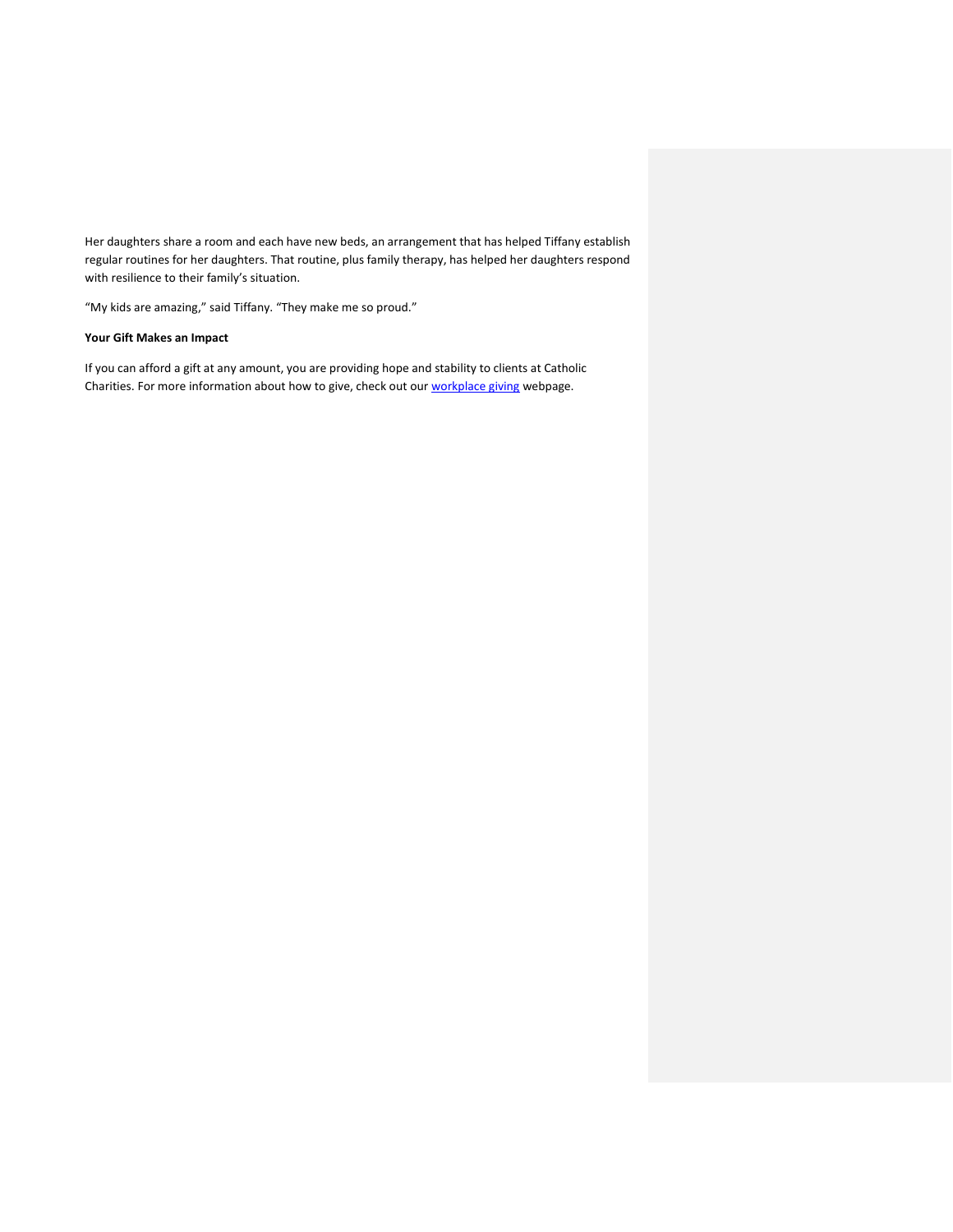Her daughters share a room and each have new beds, an arrangement that has helped Tiffany establish regular routines for her daughters. That routine, plus family therapy, has helped her daughters respond with resilience to their family's situation.

"My kids are amazing," said Tiffany. "They make me so proud."

**Your Gift Makes an Impact**

If you can afford a gift at any amount, you are providing hope and stability to clients at Catholic Charities. For more information about how to give, check out our workplace giving webpage.